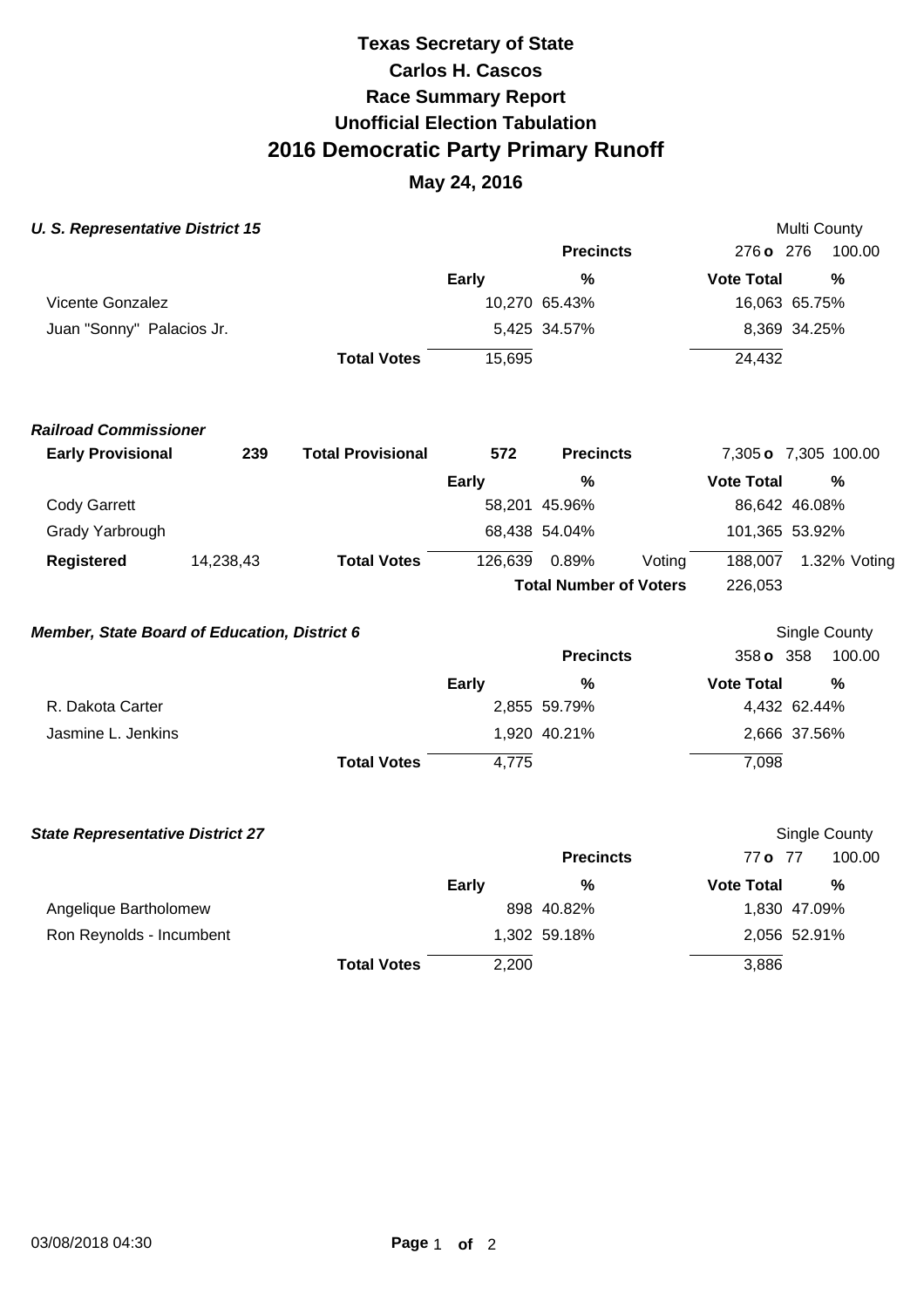# Texas Secretary of State
# Carlos H. Cascos
# Race Summary Report
# Unofficial Election Tabulation
# 2016 Democratic Party Primary Runoff
## May 24, 2016

***U. S. Representative District 15*** — Multi County

| | Early | % | Vote Total | % |
|---|---|---|---|---|
| **Precincts** | | | 276 **o** 276 | 100.00 |
| Vicente Gonzalez | 10,270 | 65.43% | 16,063 | 65.75% |
| Juan "Sonny" Palacios Jr. | 5,425 | 34.57% | 8,369 | 34.25% |
| **Total Votes** | 15,695 | | 24,432 | |

***Railroad Commissioner***

**Early Provisional** 239 **Total Provisional** 572

| | Early | % | | Vote Total | % |
|---|---|---|---|---|---|
| **Precincts** | | | | 7,305 **o** 7,305 | 100.00 |
| Cody Garrett | 58,201 | 45.96% | | 86,642 | 46.08% |
| Grady Yarbrough | 68,438 | 54.04% | | 101,365 | 53.92% |
| **Registered** 14,238,43 — **Total Votes** | 126,639 | 0.89% | Voting | 188,007 | 1.32% Voting |
| | | **Total Number of Voters** | | 226,053 | |

***Member, State Board of Education, District 6*** — Single County

| | Early | % | Vote Total | % |
|---|---|---|---|---|
| **Precincts** | | | 358 **o** 358 | 100.00 |
| R. Dakota Carter | 2,855 | 59.79% | 4,432 | 62.44% |
| Jasmine L. Jenkins | 1,920 | 40.21% | 2,666 | 37.56% |
| **Total Votes** | 4,775 | | 7,098 | |

***State Representative District 27*** — Single County

| | Early | % | Vote Total | % |
|---|---|---|---|---|
| **Precincts** | | | 77 **o** 77 | 100.00 |
| Angelique Bartholomew | 898 | 40.82% | 1,830 | 47.09% |
| Ron Reynolds - Incumbent | 1,302 | 59.18% | 2,056 | 52.91% |
| **Total Votes** | 2,200 | | 3,886 | |

03/08/2018 04:30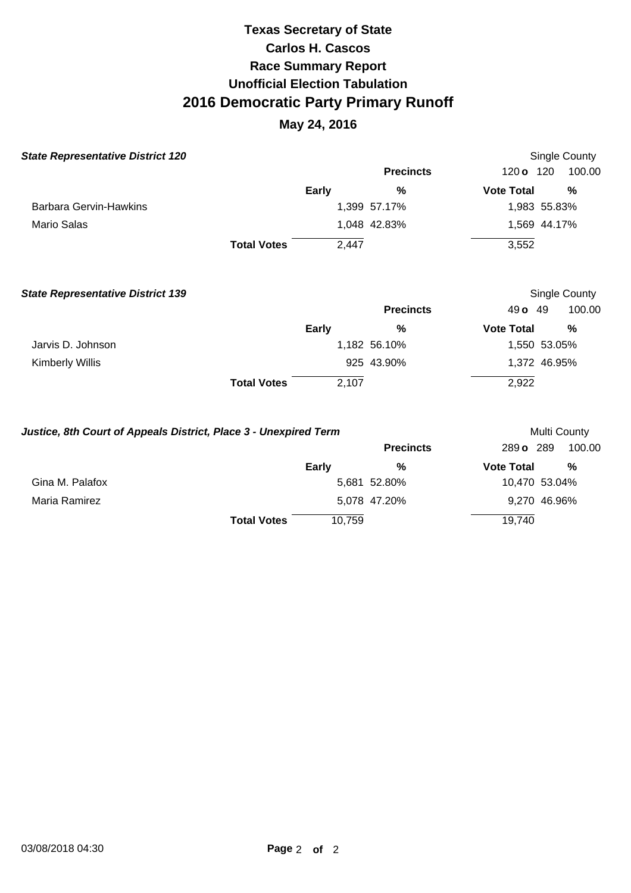# Texas Secretary of State
# Carlos H. Cascos
# Race Summary Report
# Unofficial Election Tabulation
# 2016 Democratic Party Primary Runoff

## May 24, 2016

***State Representative District 120***

Single County

| | Early | % | Vote Total | % |
|---|---|---|---|---|
| | | **Precincts** | 120 **o** 120 | 100.00 |
| Barbara Gervin-Hawkins | 1,399 | 57.17% | 1,983 | 55.83% |
| Mario Salas | 1,048 | 42.83% | 1,569 | 44.17% |
| **Total Votes** | 2,447 | | 3,552 | |

***State Representative District 139***

Single County

| | Early | % | Vote Total | % |
|---|---|---|---|---|
| | | **Precincts** | 49 **o** 49 | 100.00 |
| Jarvis D. Johnson | 1,182 | 56.10% | 1,550 | 53.05% |
| Kimberly Willis | 925 | 43.90% | 1,372 | 46.95% |
| **Total Votes** | 2,107 | | 2,922 | |

***Justice, 8th Court of Appeals District, Place 3 - Unexpired Term***

Multi County

| | Early | % | Vote Total | % |
|---|---|---|---|---|
| | | **Precincts** | 289 **o** 289 | 100.00 |
| Gina M. Palafox | 5,681 | 52.80% | 10,470 | 53.04% |
| Maria Ramirez | 5,078 | 47.20% | 9,270 | 46.96% |
| **Total Votes** | 10,759 | | 19,740 | |

03/08/2018 04:30